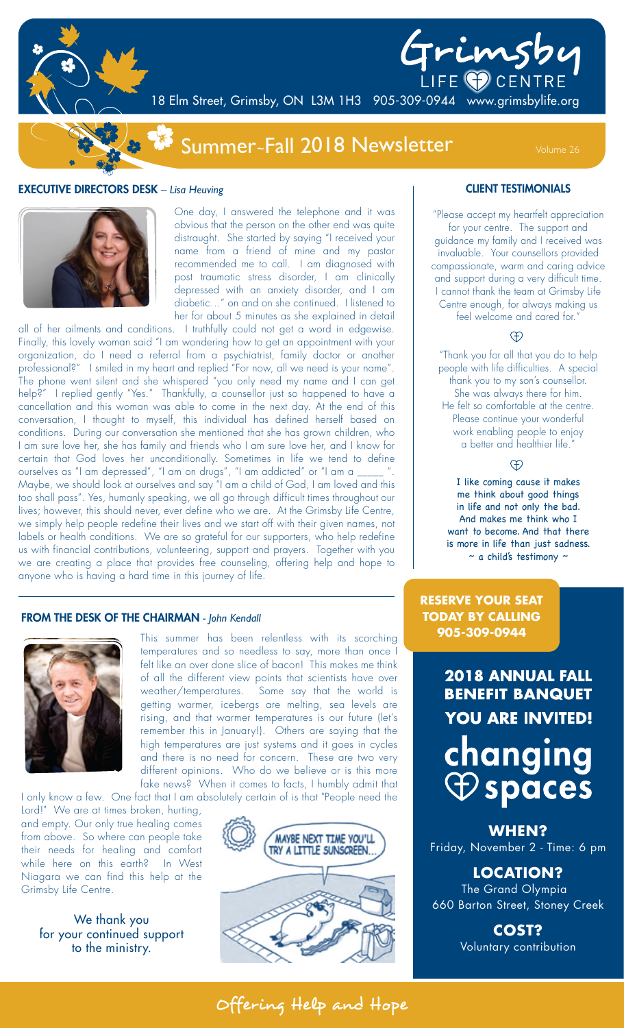# Grimsby LIFE CENTRE

18 Elm Street, Grimsby, ON L3M 1H3 905-309-0944 www.grimsbylife.org

## Summer~Fall 2018 Newsletter

Volume 26

### EXECUTIVE DIRECTORS DESK – *Lisa Heuving*

One day, I answered the telephone and it was obvious that the person on the other end was quite distraught. She started by saying "I received your name from a friend of mine and my pastor recommended me to call. I am diagnosed with post traumatic stress disorder, I am clinically depressed with an anxiety disorder, and I am diabetic..." on and on she continued. I listened to her for about 5 minutes as she explained in detail all of her ailments and conditions. I truthfully could not get a word in edgewise. Finally, this lovely woman said "I am wondering how to get an appointment with your organization, do I need a referral from a psychiatrist, family doctor or another professional?" I smiled in my heart and replied "For now, all we need is your name". The phone went silent and she whispered "you only need my name and I can get help?" I replied gently "Yes." Thankfully, a counsellor just so happened to have a cancellation and this woman was able to come in the next day. At the end of this conversation, I thought to myself, this individual has defined herself based on conditions. During our conversation she mentioned that she has grown children, who I am sure love her, she has family and friends who I am sure love her, and I know for certain that God loves her unconditionally. Sometimes in life we tend to define ourselves as "I am depressed", "I am on drugs", "I am addicted" or "I am a _____ ". Maybe, we should look at ourselves and say "I am a child of God, I am loved and this too shall pass". Yes, humanly speaking, we all go through difficult times throughout our lives; however, this should never, ever define who we are. At the Grimsby Life Centre, we simply help people redefine their lives and we start off with their given names, not labels or health conditions. We are so grateful for our supporters, who help redefine us with financial contributions, volunteering, support and prayers. Together with you we are creating a place that provides free counseling, offering help and hope to anyone who is having a hard time in this journey of life.

### FROM THE DESK OF THE CHAIRMAN - *John Kendall*

This summer has been relentless with its scorching temperatures and so needless to say, more than once I felt like an over done slice of bacon! This makes me think of all the different view points that scientists have over weather/temperatures. Some say that the world is getting warmer, icebergs are melting, sea levels are rising, and that warmer temperatures is our future (let's remember this in January!). Others are saying that the high temperatures are just systems and it goes in cycles and there is no need for concern. These are two very different opinions. Who do we believe or is this more fake news? When it comes to facts, I humbly admit that I only know a few. One fact that I am absolutely certain of is that "People need the Lord!" We are at times broken, hurting, and empty. Our only true healing comes from above. So where can people take their needs for healing and comfort while here on this earth? In West Niagara we can find this help at the Grimsby Life Centre.

We thank you for your continued support to the ministry.

### CLIENT TESTIMONIALS

"Please accept my heartfelt appreciation for your centre. The support and guidance my family and I received was invaluable. Your counsellors provided compassionate, warm and caring advice and support during a very difficult time. I cannot thank the team at Grimsby Life Centre enough, for always making us feel welcome and cared for."

"Thank you for all that you do to help people with life difficulties. A special thank you to my son's counsellor. She was always there for him. He felt so comfortable at the centre. Please continue your wonderful work enabling people to enjoy a better and healthier life."

I like coming cause it makes me think about good things in life and not only the bad. And makes me think who I want to become. And that there is more in life than just sadness.
~ a child's testimony ~

**RESERVE YOUR SEAT TODAY BY CALLING 905-309-0944**

## 2018 ANNUAL FALL BENEFIT BANQUET YOU ARE INVITED!

# changing spaces

**WHEN?**
Friday, November 2 - Time: 6 pm

**LOCATION?**
The Grand Olympia
660 Barton Street, Stoney Creek

**COST?**
Voluntary contribution

Offering Help and Hope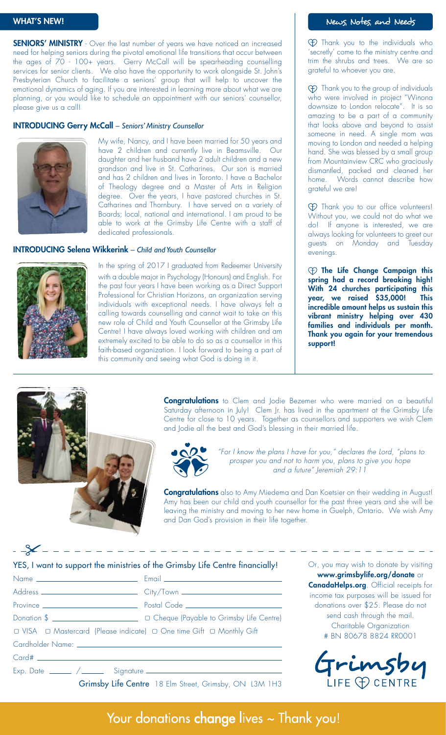## WHAT'S NEW!

**SENIORS' MINISTRY** - Over the last number of years we have noticed an increased need for helping seniors during the pivotal emotional life transitions that occur between the ages of 70 - 100+ years. Gerry McCall will be spearheading counselling services for senior clients. We also have the opportunity to work alongside St. John's Presbyterian Church to facilitate a seniors' group that will help to uncover the emotional dynamics of aging. If you are interested in learning more about what we are planning, or you would like to schedule an appointment with our seniors' counsellor, please give us a call!

### INTRODUCING Gerry McCall – *Seniors' Ministry Counsellor*

My wife, Nancy, and I have been married for 50 years and have 2 children and currently live in Beamsville. Our daughter and her husband have 2 adult children and a new grandson and live in St. Catharines. Our son is married and has 2 children and lives in Toronto. I have a Bachelor of Theology degree and a Master of Arts in Religion degree. Over the years, I have pastored churches in St. Catharines and Thornbury. I have served on a variety of Boards; local, national and international. I am proud to be able to work at the Grimsby Life Centre with a staff of dedicated professionals.

### INTRODUCING Selena Wikkerink – *Child and Youth Counsellor*

In the spring of 2017 I graduated from Redeemer University with a double major in Psychology (Honours) and English. For the past four years I have been working as a Direct Support Professional for Christian Horizons, an organization serving individuals with exceptional needs. I have always felt a calling towards counselling and cannot wait to take on this new role of Child and Youth Counsellor at the Grimsby Life Centre! I have always loved working with children and am extremely excited to be able to do so as a counsellor in this faith-based organization. I look forward to being a part of this community and seeing what God is doing in it.

## News, Notes, and Needs

Thank you to the individuals who 'secretly' come to the ministry centre and trim the shrubs and trees. We are so grateful to whoever you are.

Thank you to the group of individuals who were involved in project "Winona downsize to London relocate". It is so amazing to be a part of a community that looks above and beyond to assist someone in need. A single mom was moving to London and needed a helping hand. She was blessed by a small group from Mountainview CRC who graciously dismantled, packed and cleaned her home. Words cannot describe how grateful we are!

Thank you to our office volunteers! Without you, we could not do what we do! If anyone is interested, we are always looking for volunteers to greet our guests on Monday and Tuesday evenings.

**The Life Change Campaign this spring had a record breaking high! With 24 churches participating this year, we raised $35,000! This incredible amount helps us sustain this vibrant ministry helping over 430 families and individuals per month. Thank you again for your tremendous support!**

**Congratulations** to Clem and Jodie Bezemer who were married on a beautiful Saturday afternoon in July! Clem Jr. has lived in the apartment at the Grimsby Life Centre for close to 10 years. Together as counsellors and supporters we wish Clem and Jodie all the best and God's blessing in their married life.

*"For I know the plans I have for you," declares the Lord, "plans to prosper you and not to harm you, plans to give you hope and a future" Jeremiah 29:11*

**Congratulations** also to Amy Miedema and Dan Koetsier on their wedding in August! Amy has been our child and youth counsellor for the past three years and she will be leaving the ministry and moving to her new home in Guelph, Ontario. We wish Amy and Dan God's provision in their life together.

---

YES, I want to support the ministries of the Grimsby Life Centre financially!

Name ____________ Email ____________

Address ____________ City/Town ____________

Province ____________ Postal Code ____________

Donation $ ____________ ▢ Cheque (Payable to Grimsby Life Centre)

▢ VISA ▢ Mastercard (Please indicate) ▢ One time Gift ▢ Monthly Gift

Cardholder Name: ____________

Card# ____________

Exp. Date ____ / ____ Signature ____________

**Grimsby Life Centre** 18 Elm Street, Grimsby, ON L3M 1H3

Or, you may wish to donate by visiting **www.grimsbylife.org/donate** or **CanadaHelps.org**. Official receipts for income tax purposes will be issued for donations over $25. Please do not send cash through the mail. Charitable Organization # BN 80678 8824 RR0001

Grimsby LIFE CENTRE

Your donations **change** lives ~ Thank you!